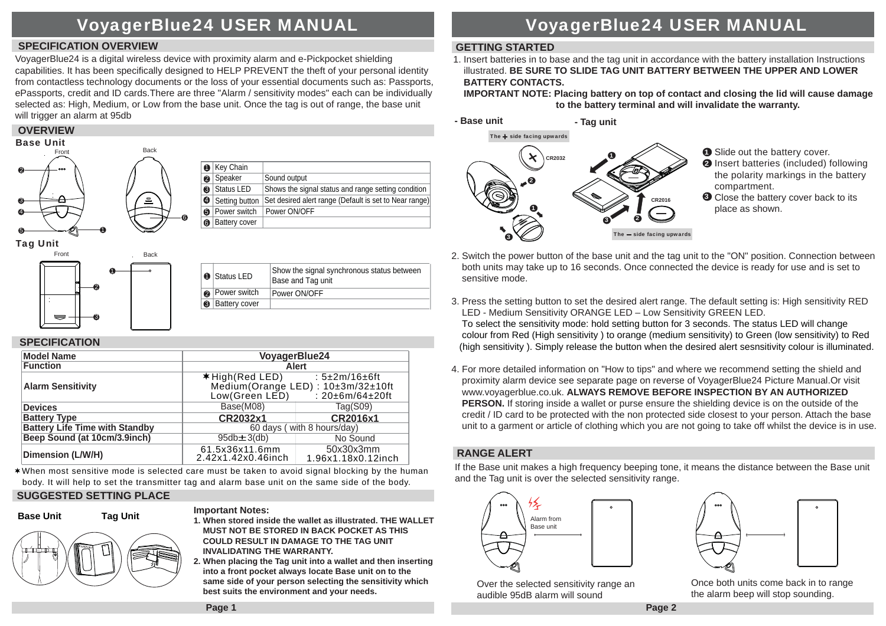# VoyagerBlue24 USER MANUAL

## SPECIFICATION OVERVIEW

VoyagerBlue24 is a digital wireless device with proximity alarm and e-Pickpocket shielding capabilities. It has been specifically designed to HELP PREVENT the theft of your personal identity from contactless technology documents or the loss of your essential documents such as: Passports, ePassports, credit and ID cards.There are three "Alarm / sensitivity modes" each can be individually selected as: High, Medium, or Low from the base unit. Once the tag is out of range, the base unit will trigger an alarm at 95db

## OVERVIEW

### Base Unit

Front    Back

| | | |
|---|---|---|
| ❶ | Key Chain | |
| ❷ | Speaker | Sound output |
| ❸ | Status LED | Shows the signal status and range setting condition |
| ❹ | Setting button | Set desired alert range (Default is set to Near range) |
| ❺ | Power switch | Power ON/OFF |
| ❻ | Battery cover | |

### Tag Unit

Front    Back

| | | |
|---|---|---|
| ❶ | Status LED | Show the signal synchronous status between Base and Tag unit |
| ❷ | Power switch | Power ON/OFF |
| ❸ | Battery cover | |

## SPECIFICATION

| Model Name | VoyagerBlue24 | |
|---|---|---|
| Function | Alert | |
| Alarm Sensitivity | ✶High(Red LED) : 5±2m/16±6ft<br>Medium(Orange LED) : 10±3m/32±10ft<br>Low(Green LED) : 20±6m/64±20ft | |
| Devices | Base(M08) | Tag(S09) |
| Battery Type | CR2032x1 | CR2016x1 |
| Battery Life Time with Standby | 60 days ( with 8 hours/day) | |
| Beep Sound (at 10cm/3.9inch) | 95db±3(db) | No Sound |
| Dimension (L/W/H) | 61.5x36x11.6mm<br>2.42x1.42x0.46inch | 50x30x3mm<br>1.96x1.18x0.12inch |

✶When most sensitive mode is selected care must be taken to avoid signal blocking by the human body. It will help to set the transmitter tag and alarm base unit on the same side of the body.

## SUGGESTED SETTING PLACE

**Base Unit**    **Tag Unit**

**Important Notes:**

1. **When stored inside the wallet as illustrated. THE WALLET MUST NOT BE STORED IN BACK POCKET AS THIS COULD RESULT IN DAMAGE TO THE TAG UNIT INVALIDATING THE WARRANTY.**
2. **When placing the Tag unit into a wallet and then inserting into a front pocket always locate Base unit on to the same side of your person selecting the sensitivity which best suits the environment and your needs.**

# VoyagerBlue24 USER MANUAL

## GETTING STARTED

1. Insert batteries in to base and the tag unit in accordance with the battery installation Instructions illustrated. **BE SURE TO SLIDE TAG UNIT BATTERY BETWEEN THE UPPER AND LOWER BATTERY CONTACTS.**
   **IMPORTANT NOTE: Placing battery on top of contact and closing the lid will cause damage to the battery terminal and will invalidate the warranty.**

**- Base unit**    **- Tag unit**

The + side facing upwards    CR2032    CR2016    The – side facing upwards

❶ Slide out the battery cover.
❷ Insert batteries (included) following the polarity markings in the battery compartment.
❸ Close the battery cover back to its place as shown.

2. Switch the power button of the base unit and the tag unit to the "ON" position. Connection between both units may take up to 16 seconds. Once connected the device is ready for use and is set to sensitive mode.

3. Press the setting button to set the desired alert range. The default setting is: High sensitivity RED LED - Medium Sensitivity ORANGE LED – Low Sensitivity GREEN LED.
   To select the sensitivity mode: hold setting button for 3 seconds. The status LED will change colour from Red (High sensitivity ) to orange (medium sensitivity) to Green (low sensitivity) to Red (high sensitivity ). Simply release the button when the desired alert sesnsitivity colour is illuminated.

4. For more detailed information on "How to tips" and where we recommend setting the shield and proximity alarm device see separate page on reverse of VoyagerBlue24 Picture Manual.Or visit www.voyagerblue.co.uk. **ALWAYS REMOVE BEFORE INSPECTION BY AN AUTHORIZED PERSON.** If storing inside a wallet or purse ensure the shielding device is on the outside of the credit / ID card to be protected with the non protected side closest to your person. Attach the base unit to a garment or article of clothing which you are not going to take off whilst the device is in use.

## RANGE ALERT

If the Base unit makes a high frequency beeping tone, it means the distance between the Base unit and the Tag unit is over the selected sensitivity range.

Alarm from Base unit

Over the selected sensitivity range an audible 95dB alarm will sound

Once both units come back in to range the alarm beep will stop sounding.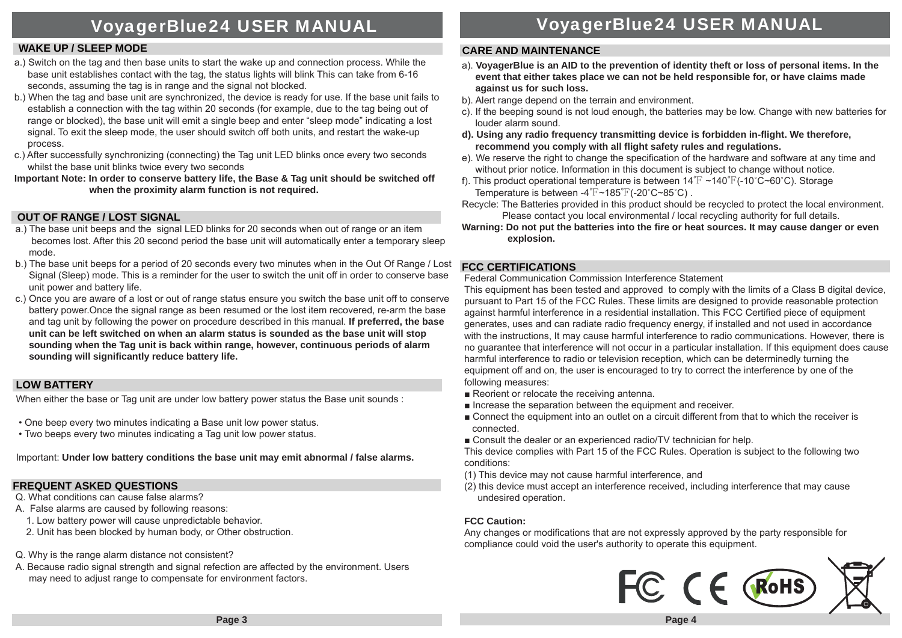# VoyagerBlue24 USER MANUAL

## WAKE UP / SLEEP MODE

a.) Switch on the tag and then base units to start the wake up and connection process. While the base unit establishes contact with the tag, the status lights will blink This can take from 6-16 seconds, assuming the tag is in range and the signal not blocked.

b.) When the tag and base unit are synchronized, the device is ready for use. If the base unit fails to establish a connection with the tag within 20 seconds (for example, due to the tag being out of range or blocked), the base unit will emit a single beep and enter "sleep mode" indicating a lost signal. To exit the sleep mode, the user should switch off both units, and restart the wake-up process.

c.) After successfully synchronizing (connecting) the Tag unit LED blinks once every two seconds whilst the base unit blinks twice every two seconds

**Important Note: In order to conserve battery life, the Base & Tag unit should be switched off when the proximity alarm function is not required.**

## OUT OF RANGE / LOST SIGNAL

a.) The base unit beeps and the signal LED blinks for 20 seconds when out of range or an item becomes lost. After this 20 second period the base unit will automatically enter a temporary sleep mode.

b.) The base unit beeps for a period of 20 seconds every two minutes when in the Out Of Range / Lost Signal (Sleep) mode. This is a reminder for the user to switch the unit off in order to conserve base unit power and battery life.

c.) Once you are aware of a lost or out of range status ensure you switch the base unit off to conserve battery power.Once the signal range as been resumed or the lost item recovered, re-arm the base and tag unit by following the power on procedure described in this manual. **If preferred, the base unit can be left switched on when an alarm status is sounded as the base unit will stop sounding when the Tag unit is back within range, however, continuous periods of alarm sounding will significantly reduce battery life.**

## LOW BATTERY

When either the base or Tag unit are under low battery power status the Base unit sounds :

- One beep every two minutes indicating a Base unit low power status.
- Two beeps every two minutes indicating a Tag unit low power status.

Important: **Under low battery conditions the base unit may emit abnormal / false alarms.**

## FREQUENT ASKED QUESTIONS

Q. What conditions can cause false alarms?

A. False alarms are caused by following reasons:

1. Low battery power will cause unpredictable behavior.
2. Unit has been blocked by human body, or Other obstruction.

Q. Why is the range alarm distance not consistent?

A. Because radio signal strength and signal refection are affected by the environment. Users may need to adjust range to compensate for environment factors.

# VoyagerBlue24 USER MANUAL

## CARE AND MAINTENANCE

a). **VoyagerBlue is an AID to the prevention of identity theft or loss of personal items. In the event that either takes place we can not be held responsible for, or have claims made against us for such loss.**

b). Alert range depend on the terrain and environment.

c). If the beeping sound is not loud enough, the batteries may be low. Change with new batteries for louder alarm sound.

**d). Using any radio frequency transmitting device is forbidden in-flight. We therefore, recommend you comply with all flight safety rules and regulations.**

e). We reserve the right to change the specification of the hardware and software at any time and without prior notice. Information in this document is subject to change without notice.

f). This product operational temperature is between 14℉ ~140℉(-10˚C~60˚C). Storage Temperature is between -4℉~185℉(-20˚C~85˚C) .

Recycle: The Batteries provided in this product should be recycled to protect the local environment. Please contact you local environmental / local recycling authority for full details.

**Warning: Do not put the batteries into the fire or heat sources. It may cause danger or even explosion.**

## FCC CERTIFICATIONS

Federal Communication Commission Interference Statement

This equipment has been tested and approved to comply with the limits of a Class B digital device, pursuant to Part 15 of the FCC Rules. These limits are designed to provide reasonable protection against harmful interference in a residential installation. This FCC Certified piece of equipment generates, uses and can radiate radio frequency energy, if installed and not used in accordance with the instructions, It may cause harmful interference to radio communications. However, there is no guarantee that interference will not occur in a particular installation. If this equipment does cause harmful interference to radio or television reception, which can be determinedly turning the equipment off and on, the user is encouraged to try to correct the interference by one of the following measures:

- Reorient or relocate the receiving antenna.
- Increase the separation between the equipment and receiver.
- Connect the equipment into an outlet on a circuit different from that to which the receiver is connected.
- Consult the dealer or an experienced radio/TV technician for help.

This device complies with Part 15 of the FCC Rules. Operation is subject to the following two conditions:

(1) This device may not cause harmful interference, and

(2) this device must accept an interference received, including interference that may cause undesired operation.

**FCC Caution:**

Any changes or modifications that are not expressly approved by the party responsible for compliance could void the user's authority to operate this equipment.

FC CE RoHS